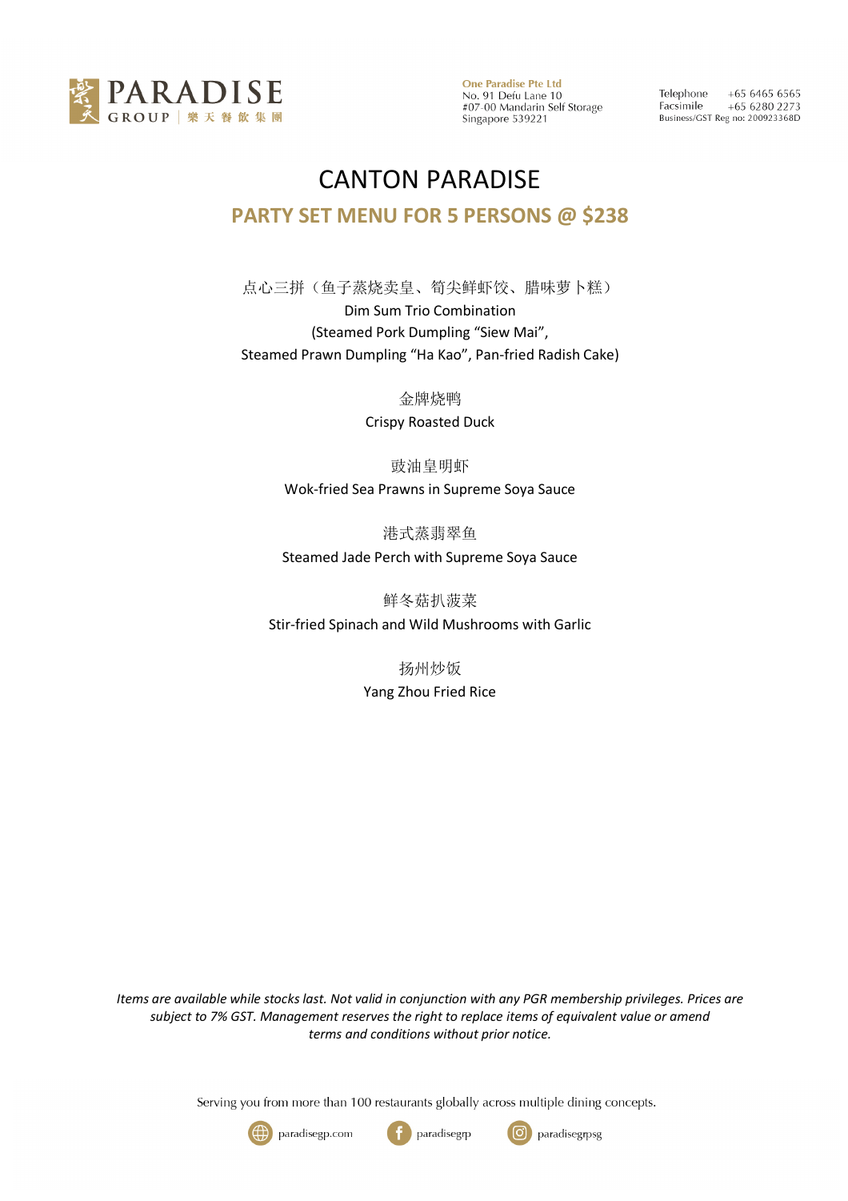PARADISE GROUP 樂天餐飲集團

**One Paradise Pte Ltd**
No. 91 Defu Lane 10
#07-00 Mandarin Self Storage
Singapore 539221

Telephone +65 6465 6565
Facsimile +65 6280 2273
Business/GST Reg no: 200923368D

# CANTON PARADISE

## PARTY SET MENU FOR 5 PERSONS @ $238

点心三拼（鱼子蒸烧卖皇、笱尖鲜虾饺、腊味萝卜糕）
Dim Sum Trio Combination
(Steamed Pork Dumpling “Siew Mai”,
Steamed Prawn Dumpling “Ha Kao”, Pan-fried Radish Cake)

金牌烧鸭
Crispy Roasted Duck

豉油皇明虾
Wok-fried Sea Prawns in Supreme Soya Sauce

港式蒸翡翠鱼
Steamed Jade Perch with Supreme Soya Sauce

鲜冬菇扒菠菜
Stir-fried Spinach and Wild Mushrooms with Garlic

扬州炒饭
Yang Zhou Fried Rice

*Items are available while stocks last. Not valid in conjunction with any PGR membership privileges. Prices are subject to 7% GST. Management reserves the right to replace items of equivalent value or amend terms and conditions without prior notice.*

Serving you from more than 100 restaurants globally across multiple dining concepts.

paradisegp.com | paradisegrp | paradisegrpsg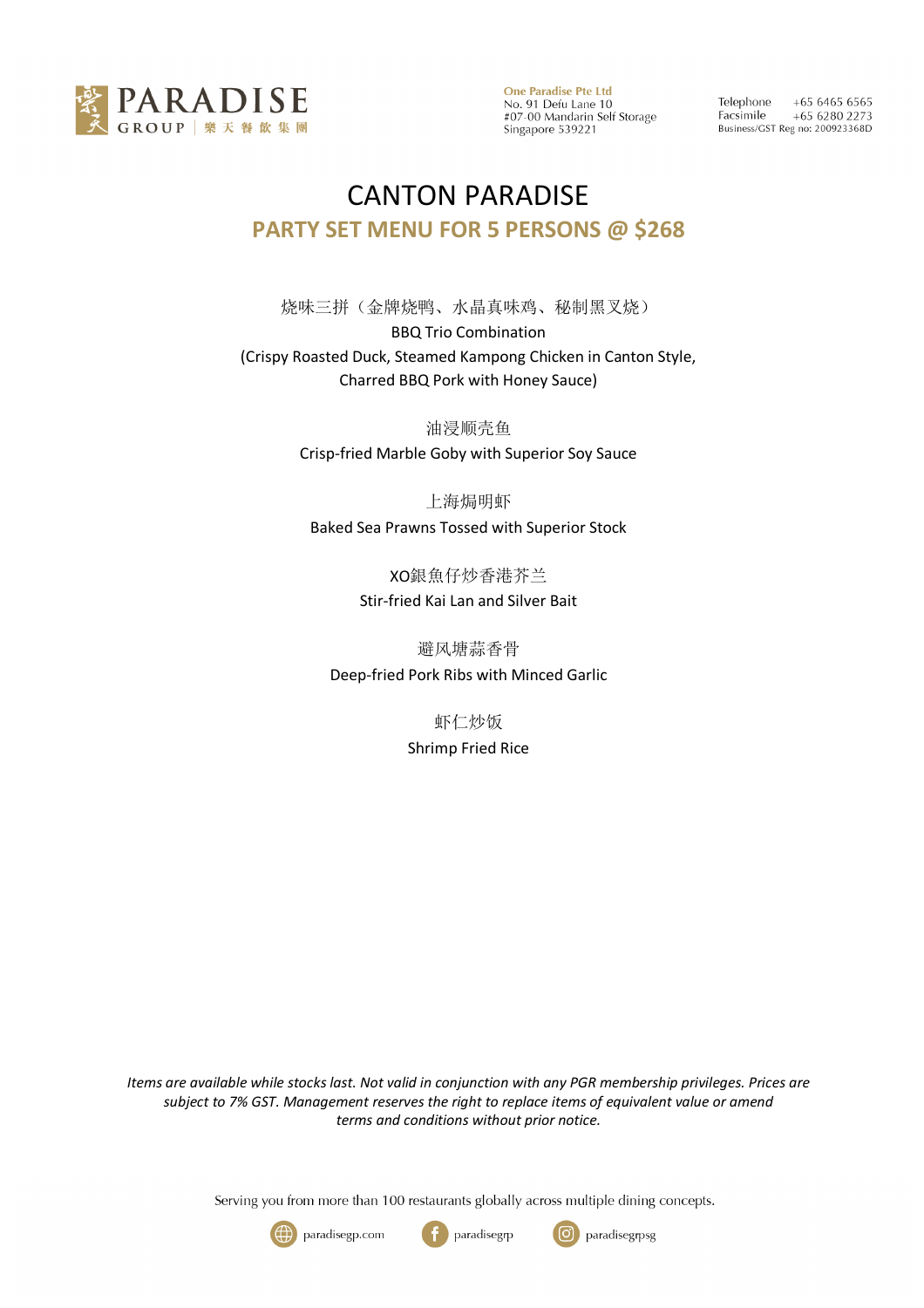# CANTON PARADISE

## PARTY SET MENU FOR 5 PERSONS @ $268

烧味三拼（金牌烧鸭、水晶真味鸡、秘制黑叉烧）
BBQ Trio Combination
(Crispy Roasted Duck, Steamed Kampong Chicken in Canton Style,
Charred BBQ Pork with Honey Sauce)

油浸顺壳鱼
Crisp-fried Marble Goby with Superior Soy Sauce

上海焗明虾
Baked Sea Prawns Tossed with Superior Stock

XO銀魚仔炒香港芥兰
Stir-fried Kai Lan and Silver Bait

避风塘蒜香骨
Deep-fried Pork Ribs with Minced Garlic

虾仁炒饭
Shrimp Fried Rice

*Items are available while stocks last. Not valid in conjunction with any PGR membership privileges. Prices are subject to 7% GST. Management reserves the right to replace items of equivalent value or amend terms and conditions without prior notice.*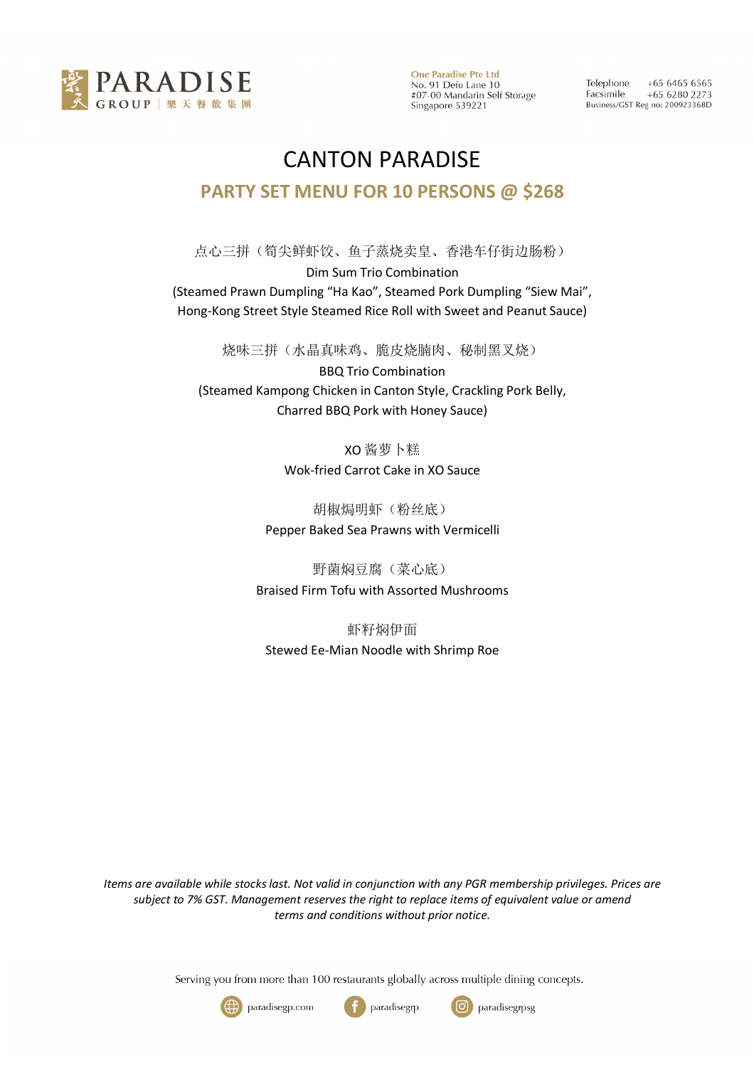# CANTON PARADISE

## PARTY SET MENU FOR 10 PERSONS @ $268

点心三拼（筍尖鲜虾饺、鱼子蒸烧卖皇、香港车仔街边肠粉）
Dim Sum Trio Combination
(Steamed Prawn Dumpling "Ha Kao", Steamed Pork Dumpling "Siew Mai", Hong-Kong Street Style Steamed Rice Roll with Sweet and Peanut Sauce)

烧味三拼（水晶真味鸡、脆皮烧腩肉、秘制黑叉烧）
BBQ Trio Combination
(Steamed Kampong Chicken in Canton Style, Crackling Pork Belly, Charred BBQ Pork with Honey Sauce)

XO 酱萝卜糕
Wok-fried Carrot Cake in XO Sauce

胡椒焗明虾（粉丝底）
Pepper Baked Sea Prawns with Vermicelli

野菌焖豆腐（菜心底）
Braised Firm Tofu with Assorted Mushrooms

虾籽焖伊面
Stewed Ee-Mian Noodle with Shrimp Roe

*Items are available while stocks last. Not valid in conjunction with any PGR membership privileges. Prices are subject to 7% GST. Management reserves the right to replace items of equivalent value or amend terms and conditions without prior notice.*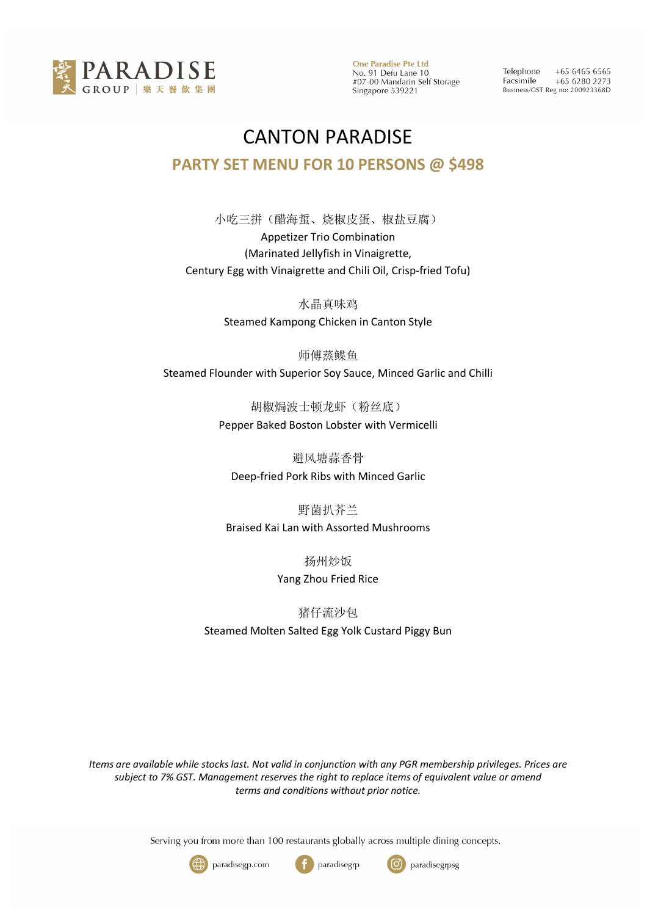# CANTON PARADISE

## PARTY SET MENU FOR 10 PERSONS @ $498

小吃三拼（醋海蜇、烧椒皮蛋、椒盐豆腐）
Appetizer Trio Combination
(Marinated Jellyfish in Vinaigrette,
Century Egg with Vinaigrette and Chili Oil, Crisp-fried Tofu)

水晶真味鸡
Steamed Kampong Chicken in Canton Style

师傅蒸鲽鱼
Steamed Flounder with Superior Soy Sauce, Minced Garlic and Chilli

胡椒焗波士顿龙虾（粉丝底）
Pepper Baked Boston Lobster with Vermicelli

避风塘蒜香骨
Deep-fried Pork Ribs with Minced Garlic

野菌扒芥兰
Braised Kai Lan with Assorted Mushrooms

扬州炒饭
Yang Zhou Fried Rice

猪仔流沙包
Steamed Molten Salted Egg Yolk Custard Piggy Bun

*Items are available while stocks last. Not valid in conjunction with any PGR membership privileges. Prices are subject to 7% GST. Management reserves the right to replace items of equivalent value or amend terms and conditions without prior notice.*